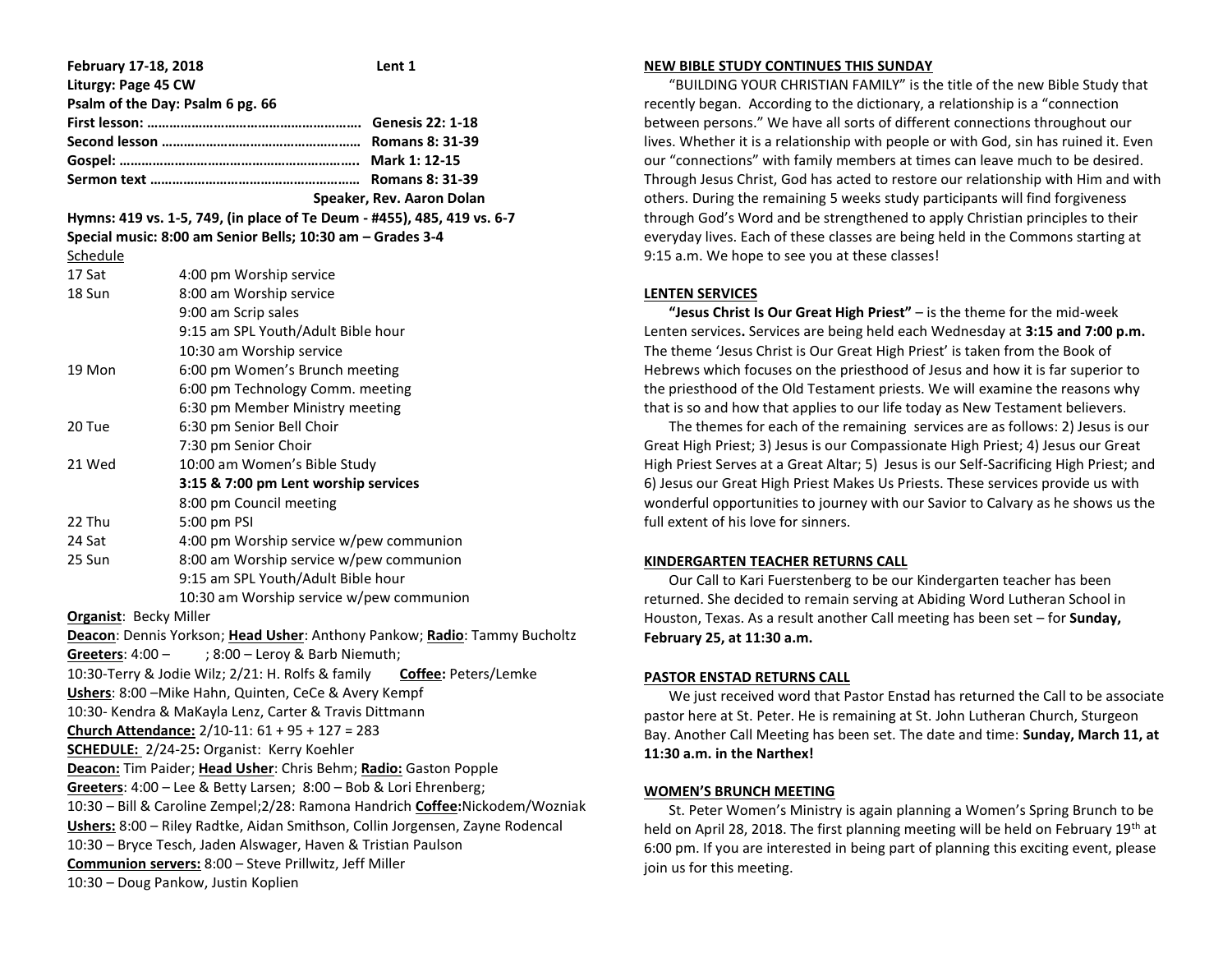**February 17-18, 2018 Lent 1**

**Liturgy: Page 45 CW**

**Psalm of the Day: Psalm 6 pg. 66**

**First lesson: ………………………………………………… Genesis 22: 1-18**

**Second lesson …………………………………………… Romans 8: 31-39**

**Gospel: …………………………………………………….. Mark 1: 12-15**

**Sermon text ……………………………………………… Romans 8: 31-39**

**Speaker, Rev. Aaron Dolan**

**Hymns: 419 vs. 1-5, 749, (in place of Te Deum - #455), 485, 419 vs. 6-7**

**Special music: 8:00 am Senior Bells; 10:30 am – Grades 3-4**

Schedule

| | |
|---|---|
| 17 Sat | 4:00 pm Worship service |
| 18 Sun | 8:00 am Worship service |
| | 9:00 am Scrip sales |
| | 9:15 am SPL Youth/Adult Bible hour |
| | 10:30 am Worship service |
| 19 Mon | 6:00 pm Women's Brunch meeting |
| | 6:00 pm Technology Comm. meeting |
| | 6:30 pm Member Ministry meeting |
| 20 Tue | 6:30 pm Senior Bell Choir |
| | 7:30 pm Senior Choir |
| 21 Wed | 10:00 am Women's Bible Study |
| | **3:15 & 7:00 pm Lent worship services** |
| | 8:00 pm Council meeting |
| 22 Thu | 5:00 pm PSI |
| 24 Sat | 4:00 pm Worship service w/pew communion |
| 25 Sun | 8:00 am Worship service w/pew communion |
| | 9:15 am SPL Youth/Adult Bible hour |
| | 10:30 am Worship service w/pew communion |

**Organist**: Becky Miller

**Deacon**: Dennis Yorkson; **Head Usher**: Anthony Pankow; **Radio**: Tammy Bucholtz

**Greeters**: 4:00 – ; 8:00 – Leroy & Barb Niemuth;
10:30-Terry & Jodie Wilz; 2/21: H. Rolfs & family **Coffee:** Peters/Lemke

**Ushers**: 8:00 –Mike Hahn, Quinten, CeCe & Avery Kempf
10:30- Kendra & MaKayla Lenz, Carter & Travis Dittmann

**Church Attendance:** 2/10-11: 61 + 95 + 127 = 283

**SCHEDULE:** 2/24-25**:** Organist: Kerry Koehler

**Deacon:** Tim Paider; **Head Usher**: Chris Behm; **Radio:** Gaston Popple

**Greeters**: 4:00 – Lee & Betty Larsen; 8:00 – Bob & Lori Ehrenberg;
10:30 – Bill & Caroline Zempel;2/28: Ramona Handrich **Coffee:**Nickodem/Wozniak

**Ushers:** 8:00 – Riley Radtke, Aidan Smithson, Collin Jorgensen, Zayne Rodencal
10:30 – Bryce Tesch, Jaden Alswager, Haven & Tristian Paulson

**Communion servers:** 8:00 – Steve Prillwitz, Jeff Miller
10:30 – Doug Pankow, Justin Koplien

## NEW BIBLE STUDY CONTINUES THIS SUNDAY

"BUILDING YOUR CHRISTIAN FAMILY" is the title of the new Bible Study that recently began. According to the dictionary, a relationship is a "connection between persons." We have all sorts of different connections throughout our lives. Whether it is a relationship with people or with God, sin has ruined it. Even our "connections" with family members at times can leave much to be desired. Through Jesus Christ, God has acted to restore our relationship with Him and with others. During the remaining 5 weeks study participants will find forgiveness through God's Word and be strengthened to apply Christian principles to their everyday lives. Each of these classes are being held in the Commons starting at 9:15 a.m. We hope to see you at these classes!

## LENTEN SERVICES

**"Jesus Christ Is Our Great High Priest"** – is the theme for the mid-week Lenten services**.** Services are being held each Wednesday at **3:15 and 7:00 p.m.** The theme 'Jesus Christ is Our Great High Priest' is taken from the Book of Hebrews which focuses on the priesthood of Jesus and how it is far superior to the priesthood of the Old Testament priests. We will examine the reasons why that is so and how that applies to our life today as New Testament believers.

The themes for each of the remaining services are as follows: 2) Jesus is our Great High Priest; 3) Jesus is our Compassionate High Priest; 4) Jesus our Great High Priest Serves at a Great Altar; 5) Jesus is our Self-Sacrificing High Priest; and 6) Jesus our Great High Priest Makes Us Priests. These services provide us with wonderful opportunities to journey with our Savior to Calvary as he shows us the full extent of his love for sinners.

## KINDERGARTEN TEACHER RETURNS CALL

Our Call to Kari Fuerstenberg to be our Kindergarten teacher has been returned. She decided to remain serving at Abiding Word Lutheran School in Houston, Texas. As a result another Call meeting has been set – for **Sunday, February 25, at 11:30 a.m.**

## PASTOR ENSTAD RETURNS CALL

We just received word that Pastor Enstad has returned the Call to be associate pastor here at St. Peter. He is remaining at St. John Lutheran Church, Sturgeon Bay. Another Call Meeting has been set. The date and time: **Sunday, March 11, at 11:30 a.m. in the Narthex!**

## WOMEN'S BRUNCH MEETING

St. Peter Women's Ministry is again planning a Women's Spring Brunch to be held on April 28, 2018. The first planning meeting will be held on February 19th at 6:00 pm. If you are interested in being part of planning this exciting event, please join us for this meeting.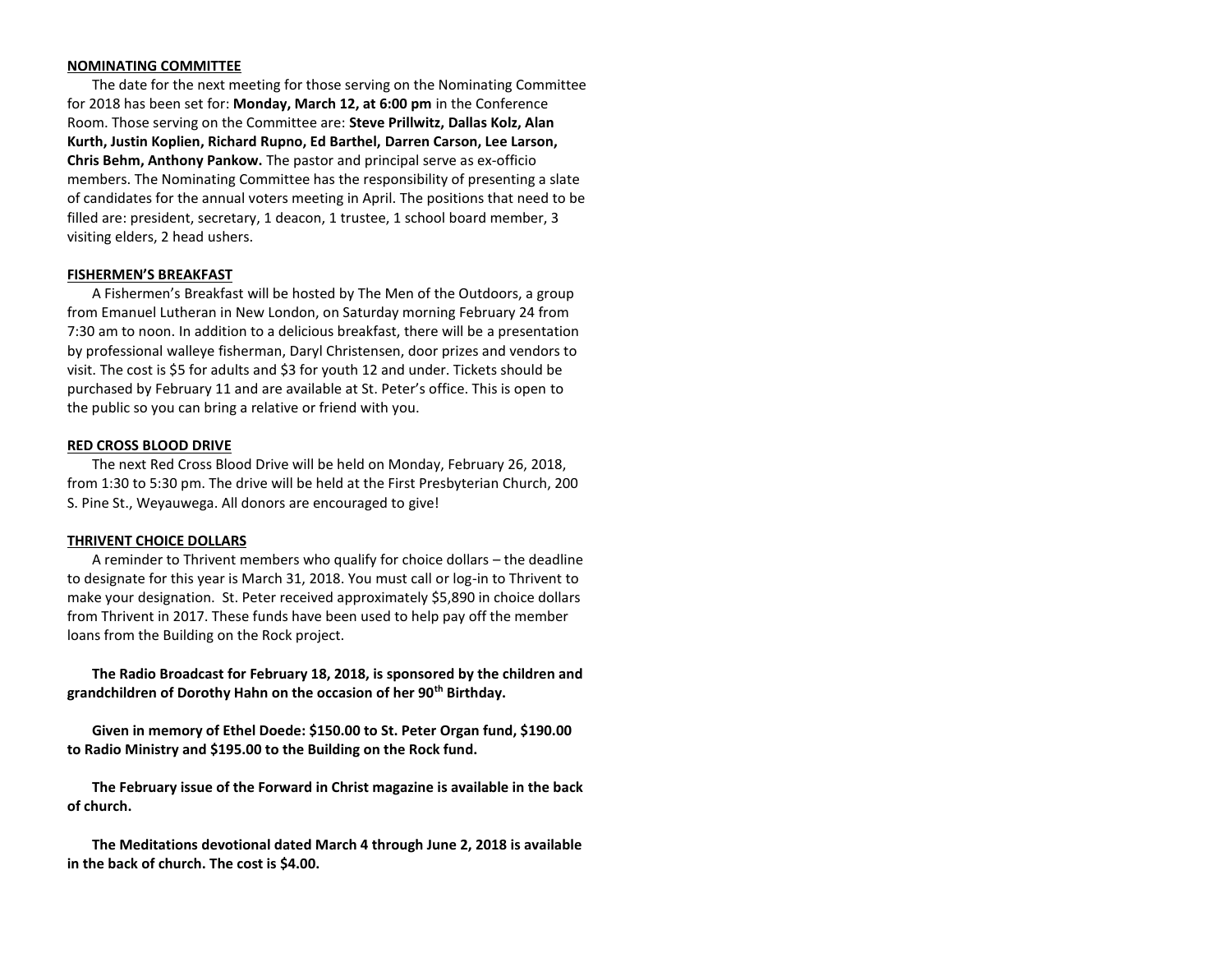**NOMINATING COMMITTEE**

The date for the next meeting for those serving on the Nominating Committee for 2018 has been set for: **Monday, March 12, at 6:00 pm** in the Conference Room. Those serving on the Committee are: **Steve Prillwitz, Dallas Kolz, Alan Kurth, Justin Koplien, Richard Rupno, Ed Barthel, Darren Carson, Lee Larson, Chris Behm, Anthony Pankow.** The pastor and principal serve as ex-officio members. The Nominating Committee has the responsibility of presenting a slate of candidates for the annual voters meeting in April. The positions that need to be filled are: president, secretary, 1 deacon, 1 trustee, 1 school board member, 3 visiting elders, 2 head ushers.

**FISHERMEN'S BREAKFAST**

A Fishermen's Breakfast will be hosted by The Men of the Outdoors, a group from Emanuel Lutheran in New London, on Saturday morning February 24 from 7:30 am to noon. In addition to a delicious breakfast, there will be a presentation by professional walleye fisherman, Daryl Christensen, door prizes and vendors to visit. The cost is $5 for adults and $3 for youth 12 and under. Tickets should be purchased by February 11 and are available at St. Peter's office. This is open to the public so you can bring a relative or friend with you.

**RED CROSS BLOOD DRIVE**

The next Red Cross Blood Drive will be held on Monday, February 26, 2018, from 1:30 to 5:30 pm. The drive will be held at the First Presbyterian Church, 200 S. Pine St., Weyauwega. All donors are encouraged to give!

**THRIVENT CHOICE DOLLARS**

A reminder to Thrivent members who qualify for choice dollars – the deadline to designate for this year is March 31, 2018. You must call or log-in to Thrivent to make your designation. St. Peter received approximately $5,890 in choice dollars from Thrivent in 2017. These funds have been used to help pay off the member loans from the Building on the Rock project.

**The Radio Broadcast for February 18, 2018, is sponsored by the children and grandchildren of Dorothy Hahn on the occasion of her 90th Birthday.**

**Given in memory of Ethel Doede: $150.00 to St. Peter Organ fund, $190.00 to Radio Ministry and $195.00 to the Building on the Rock fund.**

**The February issue of the Forward in Christ magazine is available in the back of church.**

**The Meditations devotional dated March 4 through June 2, 2018 is available in the back of church. The cost is $4.00.**